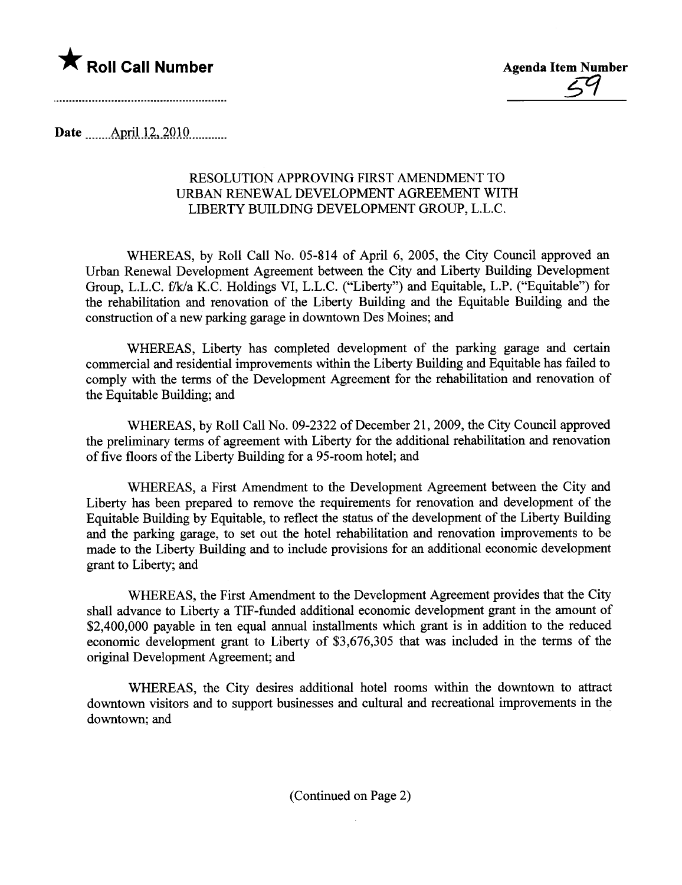★ **Roll Call Number**

**Agenda Item Number**

59

Date April 12, 2010

### RESOLUTION APPROVING FIRST AMENDMENT TO URBAN RENEWAL DEVELOPMENT AGREEMENT WITH LIBERTY BUILDING DEVELOPMENT GROUP, L.L.C.

WHEREAS, by Roll Call No. 05-814 of April 6, 2005, the City Council approved an Urban Renewal Development Agreement between the City and Liberty Building Development Group, L.L.C. f/k/a K.C. Holdings VI, L.L.C. ("Liberty") and Equitable, L.P. ("Equitable") for the rehabilitation and renovation of the Liberty Building and the Equitable Building and the construction of a new parking garage in downtown Des Moines; and

WHEREAS, Liberty has completed development of the parking garage and certain commercial and residential improvements within the Liberty Building and Equitable has failed to comply with the terms of the Development Agreement for the rehabilitation and renovation of the Equitable Building; and

WHEREAS, by Roll Call No. 09-2322 of December 21, 2009, the City Council approved the preliminary terms of agreement with Liberty for the additional rehabilitation and renovation of five floors of the Liberty Building for a 95-room hotel; and

WHEREAS, a First Amendment to the Development Agreement between the City and Liberty has been prepared to remove the requirements for renovation and development of the Equitable Building by Equitable, to reflect the status of the development of the Liberty Building and the parking garage, to set out the hotel rehabilitation and renovation improvements to be made to the Liberty Building and to include provisions for an additional economic development grant to Liberty; and

WHEREAS, the First Amendment to the Development Agreement provides that the City shall advance to Liberty a TIF-funded additional economic development grant in the amount of $2,400,000 payable in ten equal annual installments which grant is in addition to the reduced economic development grant to Liberty of $3,676,305 that was included in the terms of the original Development Agreement; and

WHEREAS, the City desires additional hotel rooms within the downtown to attract downtown visitors and to support businesses and cultural and recreational improvements in the downtown; and

(Continued on Page 2)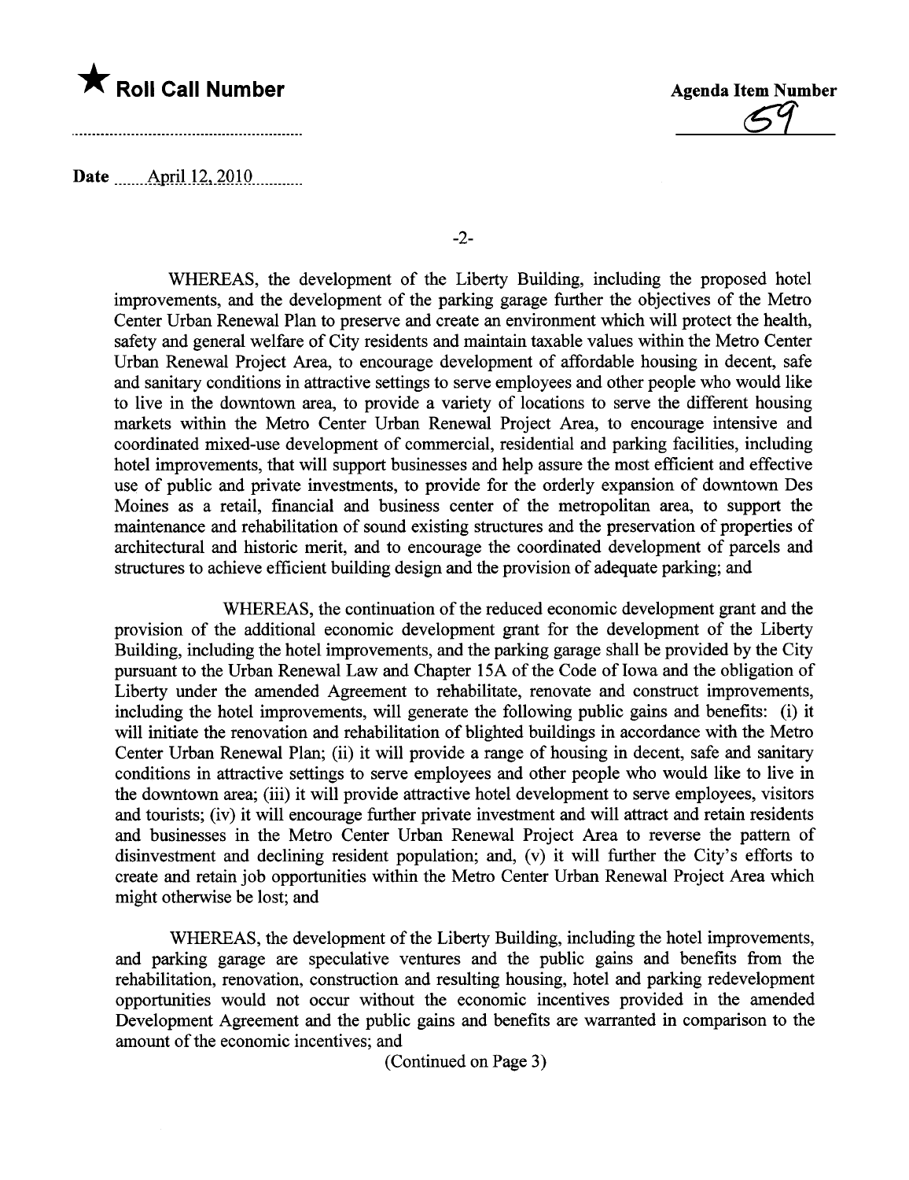★ **Roll Call Number**

**Agenda Item Number**

59

Date April 12, 2010

WHEREAS, the development of the Liberty Building, including the proposed hotel improvements, and the development of the parking garage further the objectives of the Metro Center Urban Renewal Plan to preserve and create an environment which will protect the health, safety and general welfare of City residents and maintain taxable values within the Metro Center Urban Renewal Project Area, to encourage development of affordable housing in decent, safe and sanitary conditions in attractive settings to serve employees and other people who would like to live in the downtown area, to provide a variety of locations to serve the different housing markets within the Metro Center Urban Renewal Project Area, to encourage intensive and coordinated mixed-use development of commercial, residential and parking facilities, including hotel improvements, that will support businesses and help assure the most efficient and effective use of public and private investments, to provide for the orderly expansion of downtown Des Moines as a retail, financial and business center of the metropolitan area, to support the maintenance and rehabilitation of sound existing structures and the preservation of properties of architectural and historic merit, and to encourage the coordinated development of parcels and structures to achieve efficient building design and the provision of adequate parking; and

WHEREAS, the continuation of the reduced economic development grant and the provision of the additional economic development grant for the development of the Liberty Building, including the hotel improvements, and the parking garage shall be provided by the City pursuant to the Urban Renewal Law and Chapter 15A of the Code of Iowa and the obligation of Liberty under the amended Agreement to rehabilitate, renovate and construct improvements, including the hotel improvements, will generate the following public gains and benefits: (i) it will initiate the renovation and rehabilitation of blighted buildings in accordance with the Metro Center Urban Renewal Plan; (ii) it will provide a range of housing in decent, safe and sanitary conditions in attractive settings to serve employees and other people who would like to live in the downtown area; (iii) it will provide attractive hotel development to serve employees, visitors and tourists; (iv) it will encourage further private investment and will attract and retain residents and businesses in the Metro Center Urban Renewal Project Area to reverse the pattern of disinvestment and declining resident population; and, (v) it will further the City's efforts to create and retain job opportunities within the Metro Center Urban Renewal Project Area which might otherwise be lost; and

WHEREAS, the development of the Liberty Building, including the hotel improvements, and parking garage are speculative ventures and the public gains and benefits from the rehabilitation, renovation, construction and resulting housing, hotel and parking redevelopment opportunities would not occur without the economic incentives provided in the amended Development Agreement and the public gains and benefits are warranted in comparison to the amount of the economic incentives; and

(Continued on Page 3)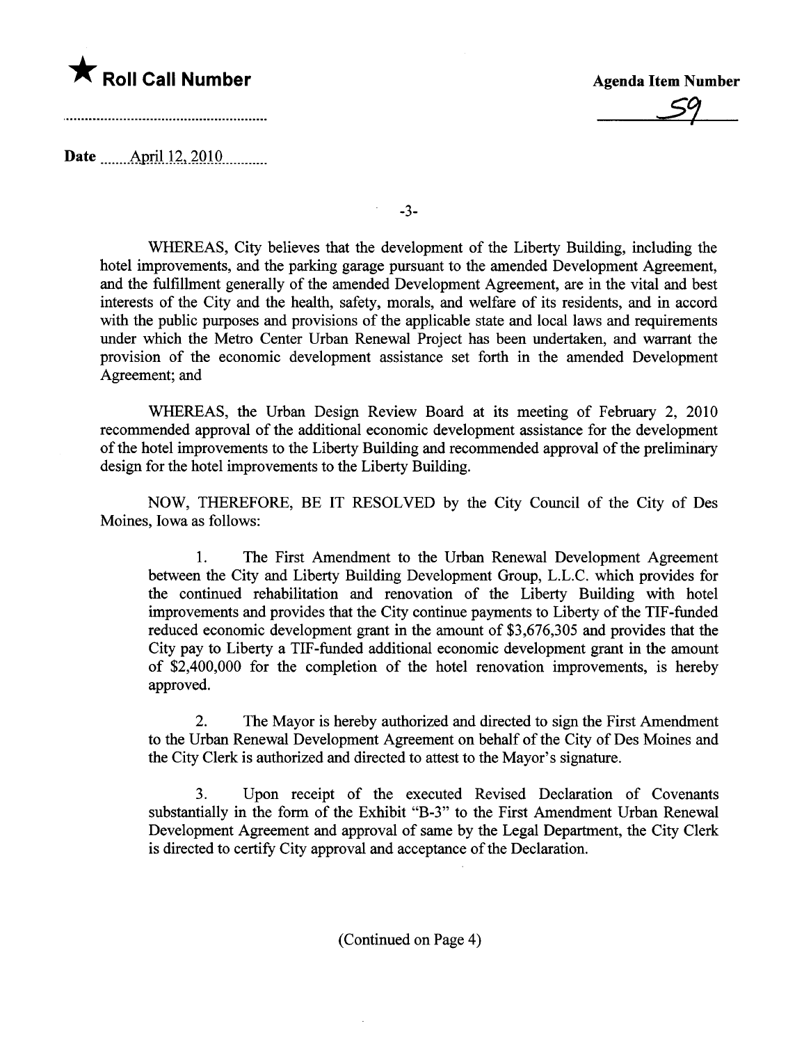★ **Roll Call Number**

**Agenda Item Number**

59

**Date** April 12, 2010

WHEREAS, City believes that the development of the Liberty Building, including the hotel improvements, and the parking garage pursuant to the amended Development Agreement, and the fulfillment generally of the amended Development Agreement, are in the vital and best interests of the City and the health, safety, morals, and welfare of its residents, and in accord with the public purposes and provisions of the applicable state and local laws and requirements under which the Metro Center Urban Renewal Project has been undertaken, and warrant the provision of the economic development assistance set forth in the amended Development Agreement; and

WHEREAS, the Urban Design Review Board at its meeting of February 2, 2010 recommended approval of the additional economic development assistance for the development of the hotel improvements to the Liberty Building and recommended approval of the preliminary design for the hotel improvements to the Liberty Building.

NOW, THEREFORE, BE IT RESOLVED by the City Council of the City of Des Moines, Iowa as follows:

1. The First Amendment to the Urban Renewal Development Agreement between the City and Liberty Building Development Group, L.L.C. which provides for the continued rehabilitation and renovation of the Liberty Building with hotel improvements and provides that the City continue payments to Liberty of the TIF-funded reduced economic development grant in the amount of $3,676,305 and provides that the City pay to Liberty a TIF-funded additional economic development grant in the amount of $2,400,000 for the completion of the hotel renovation improvements, is hereby approved.

2. The Mayor is hereby authorized and directed to sign the First Amendment to the Urban Renewal Development Agreement on behalf of the City of Des Moines and the City Clerk is authorized and directed to attest to the Mayor's signature.

3. Upon receipt of the executed Revised Declaration of Covenants substantially in the form of the Exhibit "B-3" to the First Amendment Urban Renewal Development Agreement and approval of same by the Legal Department, the City Clerk is directed to certify City approval and acceptance of the Declaration.

(Continued on Page 4)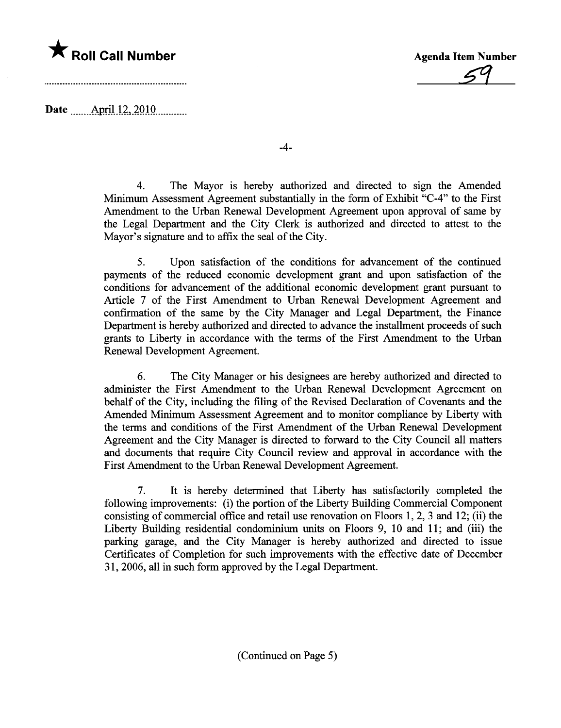★ **Roll Call Number**

**Agenda Item Number**

59

**Date** April 12, 2010

4. The Mayor is hereby authorized and directed to sign the Amended Minimum Assessment Agreement substantially in the form of Exhibit "C-4" to the First Amendment to the Urban Renewal Development Agreement upon approval of same by the Legal Department and the City Clerk is authorized and directed to attest to the Mayor's signature and to affix the seal of the City.

5. Upon satisfaction of the conditions for advancement of the continued payments of the reduced economic development grant and upon satisfaction of the conditions for advancement of the additional economic development grant pursuant to Article 7 of the First Amendment to Urban Renewal Development Agreement and confirmation of the same by the City Manager and Legal Department, the Finance Department is hereby authorized and directed to advance the installment proceeds of such grants to Liberty in accordance with the terms of the First Amendment to the Urban Renewal Development Agreement.

6. The City Manager or his designees are hereby authorized and directed to administer the First Amendment to the Urban Renewal Development Agreement on behalf of the City, including the filing of the Revised Declaration of Covenants and the Amended Minimum Assessment Agreement and to monitor compliance by Liberty with the terms and conditions of the First Amendment of the Urban Renewal Development Agreement and the City Manager is directed to forward to the City Council all matters and documents that require City Council review and approval in accordance with the First Amendment to the Urban Renewal Development Agreement.

7. It is hereby determined that Liberty has satisfactorily completed the following improvements: (i) the portion of the Liberty Building Commercial Component consisting of commercial office and retail use renovation on Floors 1, 2, 3 and 12; (ii) the Liberty Building residential condominium units on Floors 9, 10 and 11; and (iii) the parking garage, and the City Manager is hereby authorized and directed to issue Certificates of Completion for such improvements with the effective date of December 31, 2006, all in such form approved by the Legal Department.

(Continued on Page 5)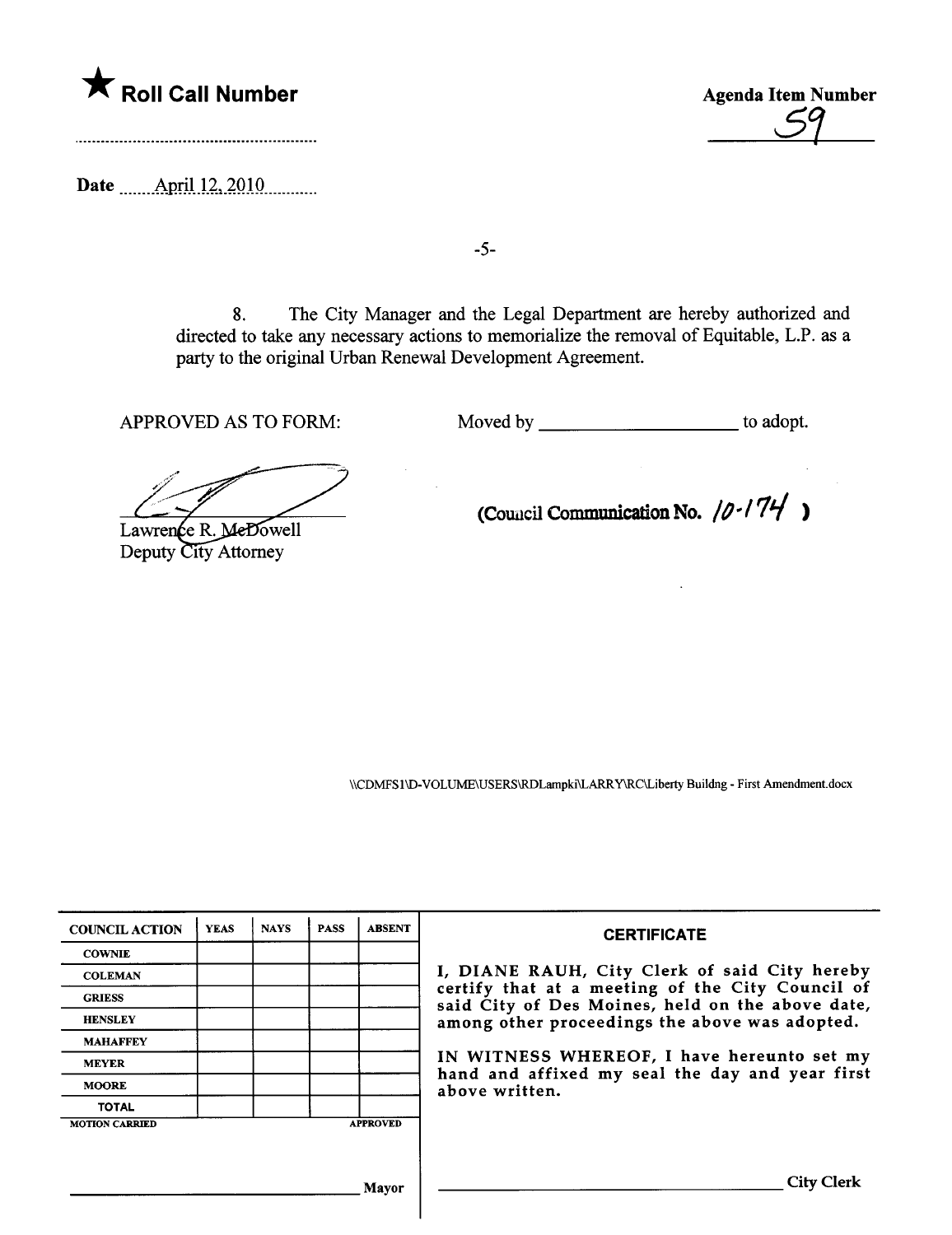★ **Roll Call Number**

**Agenda Item Number**
59

Date April 12, 2010

8. The City Manager and the Legal Department are hereby authorized and directed to take any necessary actions to memorialize the removal of Equitable, L.P. as a party to the original Urban Renewal Development Agreement.

APPROVED AS TO FORM:

Lawrence R. McDowell
Deputy City Attorney

Moved by ____________________ to adopt.

**(Council Communication No. 10-174 )**

\\CDMFS1\D-VOLUME\USERS\RDLampki\LARRY\RC\Liberty Buildng - First Amendment.docx

| COUNCIL ACTION | YEAS | NAYS | PASS | ABSENT |
|---|---|---|---|---|
| COWNIE | | | | |
| COLEMAN | | | | |
| GRIESS | | | | |
| HENSLEY | | | | |
| MAHAFFEY | | | | |
| MEYER | | | | |
| MOORE | | | | |
| TOTAL | | | | |
| MOTION CARRIED | | | | APPROVED |

______________________________ Mayor

**CERTIFICATE**

I, DIANE RAUH, City Clerk of said City hereby certify that at a meeting of the City Council of said City of Des Moines, held on the above date, among other proceedings the above was adopted.

IN WITNESS WHEREOF, I have hereunto set my hand and affixed my seal the day and year first above written.

______________________________ City Clerk